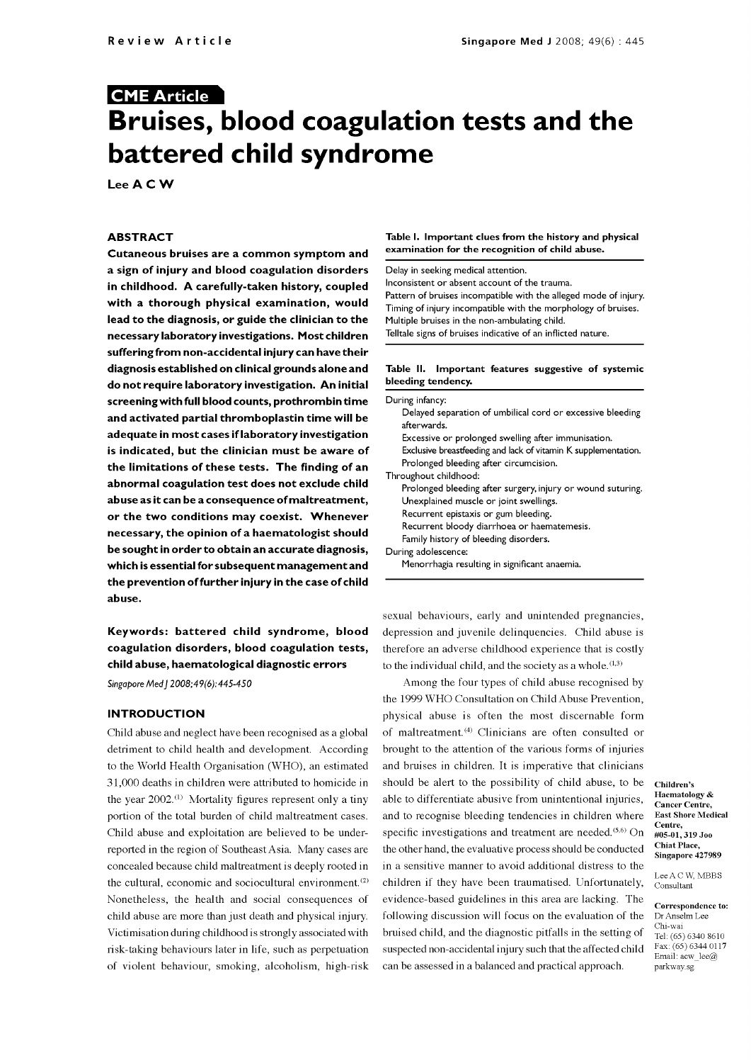CME Article

# Bruises, blood coagulation tests and the battered child syndrome

**Lee A C W**

## ABSTRACT

**Cutaneous bruises are a common symptom and a sign of injury and blood coagulation disorders in childhood. A carefully-taken history, coupled with a thorough physical examination, would lead to the diagnosis, or guide the clinician to the necessary laboratory investigations. Most children suffering from non-accidental injury can have their diagnosis established on clinical grounds alone and do not require laboratory investigation. An initial screening with full blood counts, prothrombin time and activated partial thromboplastin time will be adequate in most cases if laboratory investigation is indicated, but the clinician must be aware of the limitations of these tests. The finding of an abnormal coagulation test does not exclude child abuse as it can be a consequence of maltreatment, or the two conditions may coexist. Whenever necessary, the opinion of a haematologist should be sought in order to obtain an accurate diagnosis, which is essential for subsequent management and the prevention of further injury in the case of child abuse.**

**Keywords: battered child syndrome, blood coagulation disorders, blood coagulation tests, child abuse, haematological diagnostic errors**

*Singapore Med J 2008;49(6):445-450*

## INTRODUCTION

Child abuse and neglect have been recognised as a global detriment to child health and development. According to the World Health Organisation (WHO), an estimated 31,000 deaths in children were attributed to homicide in the year 2002.[1] Mortality figures represent only a tiny portion of the total burden of child maltreatment cases. Child abuse and exploitation are believed to be under-reported in the region of Southeast Asia. Many cases are concealed because child maltreatment is deeply rooted in the cultural, economic and sociocultural environment.[2] Nonetheless, the health and social consequences of child abuse are more than just death and physical injury. Victimisation during childhood is strongly associated with risk-taking behaviours later in life, such as perpetuation of violent behaviour, smoking, alcoholism, high-risk sexual behaviours, early and unintended pregnancies, depression and juvenile delinquencies. Child abuse is therefore an adverse childhood experience that is costly to the individual child, and the society as a whole.[1,3]

Among the four types of child abuse recognised by the 1999 WHO Consultation on Child Abuse Prevention, physical abuse is often the most discernable form of maltreatment.[4] Clinicians are often consulted or brought to the attention of the various forms of injuries and bruises in children. It is imperative that clinicians should be alert to the possibility of child abuse, to be able to differentiate abusive from unintentional injuries, and to recognise bleeding tendencies in children where specific investigations and treatment are needed.[5,6] On the other hand, the evaluative process should be conducted in a sensitive manner to avoid additional distress to the children if they have been traumatised. Unfortunately, evidence-based guidelines in this area are lacking. The following discussion will focus on the evaluation of the bruised child, and the diagnostic pitfalls in the setting of suspected non-accidental injury such that the affected child can be assessed in a balanced and practical approach.

**Table I. Important clues from the history and physical examination for the recognition of child abuse.**

| |
|---|
| Delay in seeking medical attention. |
| Inconsistent or absent account of the trauma. |
| Pattern of bruises incompatible with the alleged mode of injury. |
| Timing of injury incompatible with the morphology of bruises. |
| Multiple bruises in the non-ambulating child. |
| Telltale signs of bruises indicative of an inflicted nature. |

**Table II. Important features suggestive of systemic bleeding tendency.**

| |
|---|
| During infancy: |
| Delayed separation of umbilical cord or excessive bleeding afterwards. |
| Excessive or prolonged swelling after immunisation. |
| Exclusive breastfeeding and lack of vitamin K supplementation. |
| Prolonged bleeding after circumcision. |
| Throughout childhood: |
| Prolonged bleeding after surgery, injury or wound suturing. |
| Unexplained muscle or joint swellings. |
| Recurrent epistaxis or gum bleeding. |
| Recurrent bloody diarrhoea or haematemesis. |
| Family history of bleeding disorders. |
| During adolescence: |
| Menorrhagia resulting in significant anaemia. |

Children's Haematology & Cancer Centre, East Shore Medical Centre, #05-01, 319 Joo Chiat Place, Singapore 427989

Lee A C W, MBBS
Consultant

**Correspondence to:** Dr Anselm Lee Chi-wai
Tel: (65) 6340 8610
Fax: (65) 6344 0117
Email: acw_lee@parkway.sg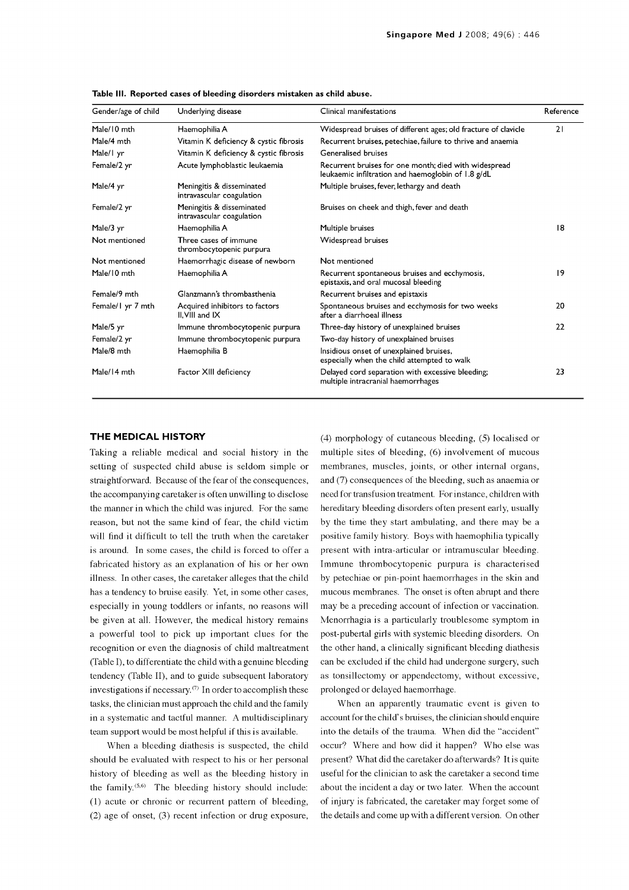**Table III. Reported cases of bleeding disorders mistaken as child abuse.**

| Gender/age of child | Underlying disease | Clinical manifestations | Reference |
|---|---|---|---|
| Male/10 mth | Haemophilia A | Widespread bruises of different ages; old fracture of clavicle | 21 |
| Male/4 mth | Vitamin K deficiency & cystic fibrosis | Recurrent bruises, petechiae, failure to thrive and anaemia | |
| Male/1 yr | Vitamin K deficiency & cystic fibrosis | Generalised bruises | |
| Female/2 yr | Acute lymphoblastic leukaemia | Recurrent bruises for one month; died with widespread leukaemic infiltration and haemoglobin of 1.8 g/dL | |
| Male/4 yr | Meningitis & disseminated intravascular coagulation | Multiple bruises, fever, lethargy and death | |
| Female/2 yr | Meningitis & disseminated intravascular coagulation | Bruises on cheek and thigh, fever and death | |
| Male/3 yr | Haemophilia A | Multiple bruises | 18 |
| Not mentioned | Three cases of immune thrombocytopenic purpura | Widespread bruises | |
| Not mentioned | Haemorrhagic disease of newborn | Not mentioned | |
| Male/10 mth | Haemophilia A | Recurrent spontaneous bruises and ecchymosis, epistaxis, and oral mucosal bleeding | 19 |
| Female/9 mth | Glanzmann's thrombasthenia | Recurrent bruises and epistaxis | |
| Female/1 yr 7 mth | Acquired inhibitors to factors II, VIII and IX | Spontaneous bruises and ecchymosis for two weeks after a diarrhoeal illness | 20 |
| Male/5 yr | Immune thrombocytopenic purpura | Three-day history of unexplained bruises | 22 |
| Female/2 yr | Immune thrombocytopenic purpura | Two-day history of unexplained bruises | |
| Male/8 mth | Haemophilia B | Insidious onset of unexplained bruises, especially when the child attempted to walk | |
| Male/14 mth | Factor XIII deficiency | Delayed cord separation with excessive bleeding; multiple intracranial haemorrhages | 23 |

## THE MEDICAL HISTORY

Taking a reliable medical and social history in the setting of suspected child abuse is seldom simple or straightforward. Because of the fear of the consequences, the accompanying caretaker is often unwilling to disclose the manner in which the child was injured. For the same reason, but not the same kind of fear, the child victim will find it difficult to tell the truth when the caretaker is around. In some cases, the child is forced to offer a fabricated history as an explanation of his or her own illness. In other cases, the caretaker alleges that the child has a tendency to bruise easily. Yet, in some other cases, especially in young toddlers or infants, no reasons will be given at all. However, the medical history remains a powerful tool to pick up important clues for the recognition or even the diagnosis of child maltreatment (Table I), to differentiate the child with a genuine bleeding tendency (Table II), and to guide subsequent laboratory investigations if necessary.[7] In order to accomplish these tasks, the clinician must approach the child and the family in a systematic and tactful manner. A multidisciplinary team support would be most helpful if this is available.

When a bleeding diathesis is suspected, the child should be evaluated with respect to his or her personal history of bleeding as well as the bleeding history in the family.[5,6] The bleeding history should include: (1) acute or chronic or recurrent pattern of bleeding, (2) age of onset, (3) recent infection or drug exposure, (4) morphology of cutaneous bleeding, (5) localised or multiple sites of bleeding, (6) involvement of mucous membranes, muscles, joints, or other internal organs, and (7) consequences of the bleeding, such as anaemia or need for transfusion treatment. For instance, children with hereditary bleeding disorders often present early, usually by the time they start ambulating, and there may be a positive family history. Boys with haemophilia typically present with intra-articular or intramuscular bleeding. Immune thrombocytopenic purpura is characterised by petechiae or pin-point haemorrhages in the skin and mucous membranes. The onset is often abrupt and there may be a preceding account of infection or vaccination. Menorrhagia is a particularly troublesome symptom in post-pubertal girls with systemic bleeding disorders. On the other hand, a clinically significant bleeding diathesis can be excluded if the child had undergone surgery, such as tonsillectomy or appendectomy, without excessive, prolonged or delayed haemorrhage.

When an apparently traumatic event is given to account for the child's bruises, the clinician should enquire into the details of the trauma. When did the "accident" occur? Where and how did it happen? Who else was present? What did the caretaker do afterwards? It is quite useful for the clinician to ask the caretaker a second time about the incident a day or two later. When the account of injury is fabricated, the caretaker may forget some of the details and come up with a different version. On other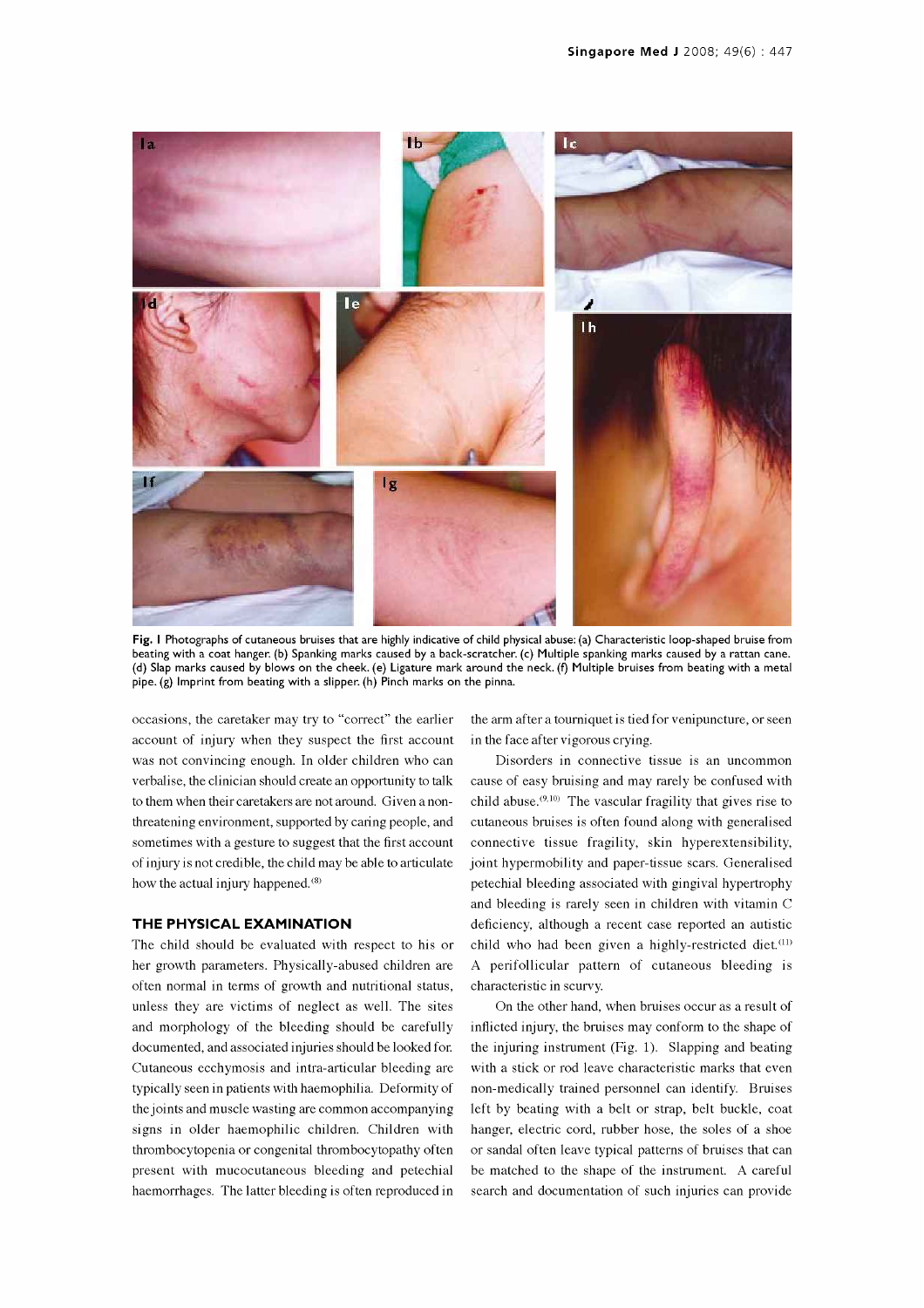**Fig. 1** Photographs of cutaneous bruises that are highly indicative of child physical abuse: (a) Characteristic loop-shaped bruise from beating with a coat hanger. (b) Spanking marks caused by a back-scratcher. (c) Multiple spanking marks caused by a rattan cane. (d) Slap marks caused by blows on the cheek. (e) Ligature mark around the neck. (f) Multiple bruises from beating with a metal pipe. (g) Imprint from beating with a slipper. (h) Pinch marks on the pinna.

occasions, the caretaker may try to "correct" the earlier account of injury when they suspect the first account was not convincing enough. In older children who can verbalise, the clinician should create an opportunity to talk to them when their caretakers are not around. Given a non-threatening environment, supported by caring people, and sometimes with a gesture to suggest that the first account of injury is not credible, the child may be able to articulate how the actual injury happened.[8]

## THE PHYSICAL EXAMINATION

The child should be evaluated with respect to his or her growth parameters. Physically-abused children are often normal in terms of growth and nutritional status, unless they are victims of neglect as well. The sites and morphology of the bleeding should be carefully documented, and associated injuries should be looked for. Cutaneous ecchymosis and intra-articular bleeding are typically seen in patients with haemophilia. Deformity of the joints and muscle wasting are common accompanying signs in older haemophilic children. Children with thrombocytopenia or congenital thrombocytopathy often present with mucocutaneous bleeding and petechial haemorrhages. The latter bleeding is often reproduced in the arm after a tourniquet is tied for venipuncture, or seen in the face after vigorous crying.

Disorders in connective tissue is an uncommon cause of easy bruising and may rarely be confused with child abuse.[9,10] The vascular fragility that gives rise to cutaneous bruises is often found along with generalised connective tissue fragility, skin hyperextensibility, joint hypermobility and paper-tissue scars. Generalised petechial bleeding associated with gingival hypertrophy and bleeding is rarely seen in children with vitamin C deficiency, although a recent case reported an autistic child who had been given a highly-restricted diet.[11] A perifollicular pattern of cutaneous bleeding is characteristic in scurvy.

On the other hand, when bruises occur as a result of inflicted injury, the bruises may conform to the shape of the injuring instrument (Fig. 1). Slapping and beating with a stick or rod leave characteristic marks that even non-medically trained personnel can identify. Bruises left by beating with a belt or strap, belt buckle, coat hanger, electric cord, rubber hose, the soles of a shoe or sandal often leave typical patterns of bruises that can be matched to the shape of the instrument. A careful search and documentation of such injuries can provide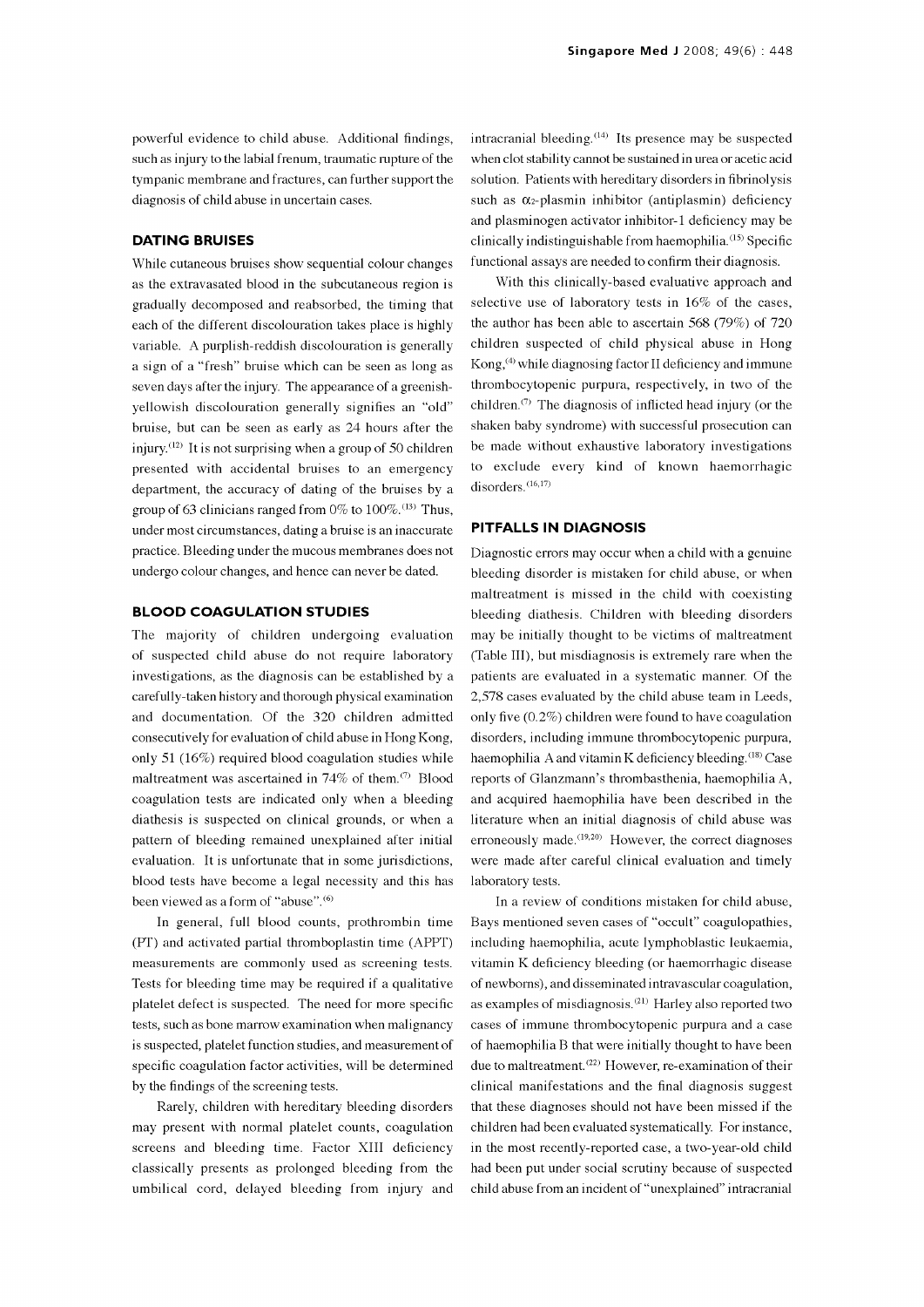powerful evidence to child abuse. Additional findings, such as injury to the labial frenum, traumatic rupture of the tympanic membrane and fractures, can further support the diagnosis of child abuse in uncertain cases.

## DATING BRUISES

While cutaneous bruises show sequential colour changes as the extravasated blood in the subcutaneous region is gradually decomposed and reabsorbed, the timing that each of the different discolouration takes place is highly variable. A purplish-reddish discolouration is generally a sign of a "fresh" bruise which can be seen as long as seven days after the injury. The appearance of a greenish-yellowish discolouration generally signifies an "old" bruise, but can be seen as early as 24 hours after the injury.[12] It is not surprising when a group of 50 children presented with accidental bruises to an emergency department, the accuracy of dating of the bruises by a group of 63 clinicians ranged from 0% to 100%.[13] Thus, under most circumstances, dating a bruise is an inaccurate practice. Bleeding under the mucous membranes does not undergo colour changes, and hence can never be dated.

## BLOOD COAGULATION STUDIES

The majority of children undergoing evaluation of suspected child abuse do not require laboratory investigations, as the diagnosis can be established by a carefully-taken history and thorough physical examination and documentation. Of the 320 children admitted consecutively for evaluation of child abuse in Hong Kong, only 51 (16%) required blood coagulation studies while maltreatment was ascertained in 74% of them.[7] Blood coagulation tests are indicated only when a bleeding diathesis is suspected on clinical grounds, or when a pattern of bleeding remained unexplained after initial evaluation. It is unfortunate that in some jurisdictions, blood tests have become a legal necessity and this has been viewed as a form of "abuse".[6]

In general, full blood counts, prothrombin time (PT) and activated partial thromboplastin time (APPT) measurements are commonly used as screening tests. Tests for bleeding time may be required if a qualitative platelet defect is suspected. The need for more specific tests, such as bone marrow examination when malignancy is suspected, platelet function studies, and measurement of specific coagulation factor activities, will be determined by the findings of the screening tests.

Rarely, children with hereditary bleeding disorders may present with normal platelet counts, coagulation screens and bleeding time. Factor XIII deficiency classically presents as prolonged bleeding from the umbilical cord, delayed bleeding from injury and intracranial bleeding.[14] Its presence may be suspected when clot stability cannot be sustained in urea or acetic acid solution. Patients with hereditary disorders in fibrinolysis such as $\alpha_2$-plasmin inhibitor (antiplasmin) deficiency and plasminogen activator inhibitor-1 deficiency may be clinically indistinguishable from haemophilia.[15] Specific functional assays are needed to confirm their diagnosis.

With this clinically-based evaluative approach and selective use of laboratory tests in 16% of the cases, the author has been able to ascertain 568 (79%) of 720 children suspected of child physical abuse in Hong Kong,[4] while diagnosing factor II deficiency and immune thrombocytopenic purpura, respectively, in two of the children.[7] The diagnosis of inflicted head injury (or the shaken baby syndrome) with successful prosecution can be made without exhaustive laboratory investigations to exclude every kind of known haemorrhagic disorders.[16,17]

## PITFALLS IN DIAGNOSIS

Diagnostic errors may occur when a child with a genuine bleeding disorder is mistaken for child abuse, or when maltreatment is missed in the child with coexisting bleeding diathesis. Children with bleeding disorders may be initially thought to be victims of maltreatment (Table III), but misdiagnosis is extremely rare when the patients are evaluated in a systematic manner. Of the 2,578 cases evaluated by the child abuse team in Leeds, only five (0.2%) children were found to have coagulation disorders, including immune thrombocytopenic purpura, haemophilia A and vitamin K deficiency bleeding.[18] Case reports of Glanzmann's thrombasthenia, haemophilia A, and acquired haemophilia have been described in the literature when an initial diagnosis of child abuse was erroneously made.[19,20] However, the correct diagnoses were made after careful clinical evaluation and timely laboratory tests.

In a review of conditions mistaken for child abuse, Bays mentioned seven cases of "occult" coagulopathies, including haemophilia, acute lymphoblastic leukaemia, vitamin K deficiency bleeding (or haemorrhagic disease of newborns), and disseminated intravascular coagulation, as examples of misdiagnosis.[21] Harley also reported two cases of immune thrombocytopenic purpura and a case of haemophilia B that were initially thought to have been due to maltreatment.[22] However, re-examination of their clinical manifestations and the final diagnosis suggest that these diagnoses should not have been missed if the children had been evaluated systematically. For instance, in the most recently-reported case, a two-year-old child had been put under social scrutiny because of suspected child abuse from an incident of "unexplained" intracranial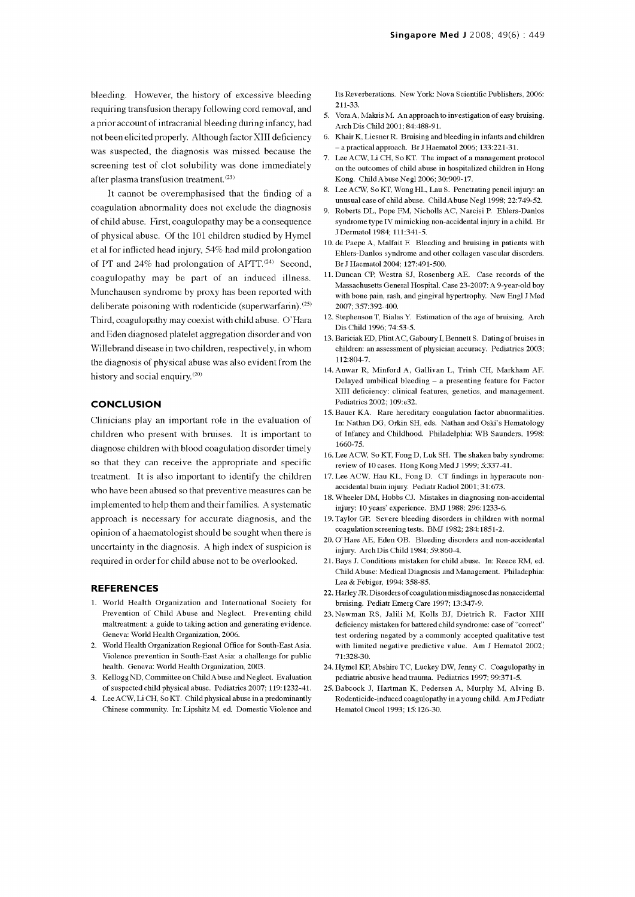bleeding. However, the history of excessive bleeding requiring transfusion therapy following cord removal, and a prior account of intracranial bleeding during infancy, had not been elicited properly. Although factor XIII deficiency was suspected, the diagnosis was missed because the screening test of clot solubility was done immediately after plasma transfusion treatment.[23]

It cannot be overemphasised that the finding of a coagulation abnormality does not exclude the diagnosis of child abuse. First, coagulopathy may be a consequence of physical abuse. Of the 101 children studied by Hymel et al for inflicted head injury, 54% had mild prolongation of PT and 24% had prolongation of APTT.[24] Second, coagulopathy may be part of an induced illness. Munchausen syndrome by proxy has been reported with deliberate poisoning with rodenticide (superwarfarin).[25] Third, coagulopathy may coexist with child abuse. O'Hara and Eden diagnosed platelet aggregation disorder and von Willebrand disease in two children, respectively, in whom the diagnosis of physical abuse was also evident from the history and social enquiry.[20]

## CONCLUSION

Clinicians play an important role in the evaluation of children who present with bruises. It is important to diagnose children with blood coagulation disorder timely so that they can receive the appropriate and specific treatment. It is also important to identify the children who have been abused so that preventive measures can be implemented to help them and their families. A systematic approach is necessary for accurate diagnosis, and the opinion of a haematologist should be sought when there is uncertainty in the diagnosis. A high index of suspicion is required in order for child abuse not to be overlooked.

## REFERENCES

1. World Health Organization and International Society for Prevention of Child Abuse and Neglect. Preventing child maltreatment: a guide to taking action and generating evidence. Geneva: World Health Organization, 2006.
2. World Health Organization Regional Office for South-East Asia. Violence prevention in South-East Asia: a challenge for public health. Geneva: World Health Organization, 2003.
3. Kellogg ND, Committee on Child Abuse and Neglect. Evaluation of suspected child physical abuse. Pediatrics 2007; 119:1232-41.
4. Lee ACW, Li CH, So KT. Child physical abuse in a predominantly Chinese community. In: Lipshitz M, ed. Domestic Violence and Its Reverberations. New York: Nova Scientific Publishers, 2006: 211-33.
5. Vora A, Makris M. An approach to investigation of easy bruising. Arch Dis Child 2001; 84:488-91.
6. Khair K, Liesner R. Bruising and bleeding in infants and children – a practical approach. Br J Haematol 2006; 133:221-31.
7. Lee ACW, Li CH, So KT. The impact of a management protocol on the outcomes of child abuse in hospitalized children in Hong Kong. Child Abuse Negl 2006; 30:909-17.
8. Lee ACW, So KT, Wong HL, Lau S. Penetrating pencil injury: an unusual case of child abuse. Child Abuse Negl 1998; 22:749-52.
9. Roberts DL, Pope FM, Nicholls AC, Narcisi P. Ehlers-Danlos syndrome type IV mimicking non-accidental injury in a child. Br J Dermatol 1984; 111:341-5.
10. de Paepe A, Malfait F. Bleeding and bruising in patients with Ehlers-Danlos syndrome and other collagen vascular disorders. Br J Haematol 2004; 127:491-500.
11. Duncan CP, Westra SJ, Rosenberg AE. Case records of the Massachusetts General Hospital. Case 23-2007: A 9-year-old boy with bone pain, rash, and gingival hypertrophy. New Engl J Med 2007; 357:392-400.
12. Stephenson T, Bialas Y. Estimation of the age of bruising. Arch Dis Child 1996; 74:53-5.
13. Bariciak ED, Plint AC, Gaboury I, Bennett S. Dating of bruises in children: an assessment of physician accuracy. Pediatrics 2003; 112:804-7.
14. Anwar R, Minford A, Gallivan L, Trinh CH, Markham AF. Delayed umbilical bleeding – a presenting feature for Factor XIII deficiency: clinical features, genetics, and management. Pediatrics 2002; 109:e32.
15. Bauer KA. Rare hereditary coagulation factor abnormalities. In: Nathan DG, Orkin SH, eds. Nathan and Oski's Hematology of Infancy and Childhood. Philadelphia: WB Saunders, 1998: 1660-75.
16. Lee ACW, So KT, Fong D, Luk SH. The shaken baby syndrome: review of 10 cases. Hong Kong Med J 1999; 5:337-41.
17. Lee ACW, Hau KL, Fong D. CT findings in hyperacute non-accidental brain injury. Pediatr Radiol 2001; 31:673.
18. Wheeler DM, Hobbs CJ. Mistakes in diagnosing non-accidental injury: 10 years' experience. BMJ 1988; 296:1233-6.
19. Taylor GP. Severe bleeding disorders in children with normal coagulation screening tests. BMJ 1982; 284:1851-2.
20. O'Hare AE, Eden OB. Bleeding disorders and non-accidental injury. Arch Dis Child 1984; 59:860-4.
21. Bays J. Conditions mistaken for child abuse. In: Reece RM, ed. Child Abuse: Medical Diagnosis and Management. Philadephia: Lea & Febiger, 1994: 358-85.
22. Harley JR. Disorders of coagulation misdiagnosed as nonaccidental bruising. Pediatr Emerg Care 1997; 13:347-9.
23. Newman RS, Jalili M, Kolls BJ, Dietrich R. Factor XIII deficiency mistaken for battered child syndrome: case of "correct" test ordering negated by a commonly accepted qualitative test with limited negative predictive value. Am J Hematol 2002; 71:328-30.
24. Hymel KP, Abshire TC, Luckey DW, Jenny C. Coagulopathy in pediatric abusive head trauma. Pediatrics 1997; 99:371-5.
25. Babcock J, Hartman K, Pedersen A, Murphy M, Alving B. Rodenticide-induced coagulopathy in a young child. Am J Pediatr Hematol Oncol 1993; 15:126-30.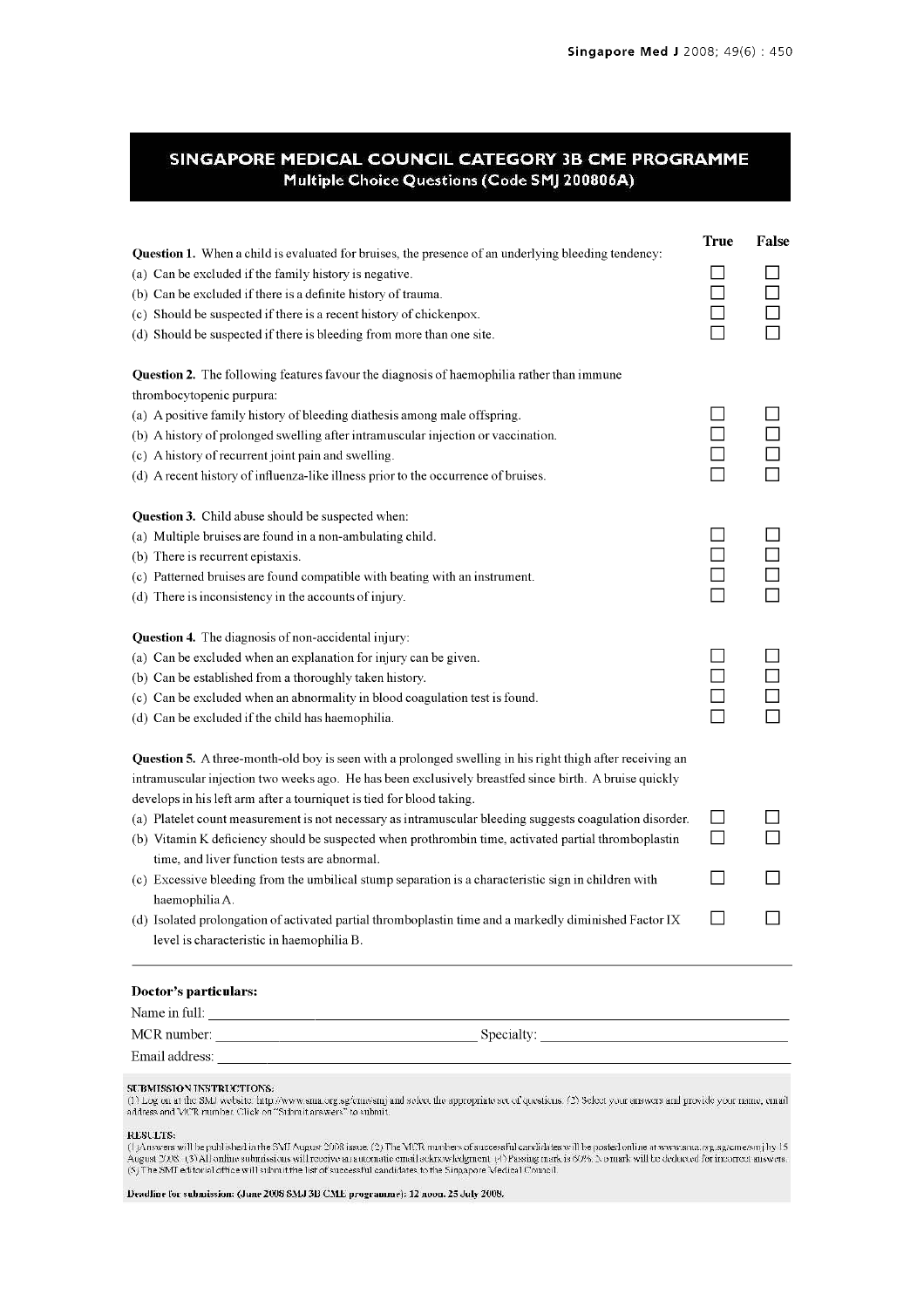## SINGAPORE MEDICAL COUNCIL CATEGORY 3B CME PROGRAMME

### Multiple Choice Questions (Code SMJ 200806A)

| | True | False |
|---|---|---|
| **Question 1.** When a child is evaluated for bruises, the presence of an underlying bleeding tendency: | | |
| (a) Can be excluded if the family history is negative. | ☐ | ☐ |
| (b) Can be excluded if there is a definite history of trauma. | ☐ | ☐ |
| (c) Should be suspected if there is a recent history of chickenpox. | ☐ | ☐ |
| (d) Should be suspected if there is bleeding from more than one site. | ☐ | ☐ |
| **Question 2.** The following features favour the diagnosis of haemophilia rather than immune thrombocytopenic purpura: | | |
| (a) A positive family history of bleeding diathesis among male offspring. | ☐ | ☐ |
| (b) A history of prolonged swelling after intramuscular injection or vaccination. | ☐ | ☐ |
| (c) A history of recurrent joint pain and swelling. | ☐ | ☐ |
| (d) A recent history of influenza-like illness prior to the occurrence of bruises. | ☐ | ☐ |
| **Question 3.** Child abuse should be suspected when: | | |
| (a) Multiple bruises are found in a non-ambulating child. | ☐ | ☐ |
| (b) There is recurrent epistaxis. | ☐ | ☐ |
| (c) Patterned bruises are found compatible with beating with an instrument. | ☐ | ☐ |
| (d) There is inconsistency in the accounts of injury. | ☐ | ☐ |
| **Question 4.** The diagnosis of non-accidental injury: | | |
| (a) Can be excluded when an explanation for injury can be given. | ☐ | ☐ |
| (b) Can be established from a thoroughly taken history. | ☐ | ☐ |
| (c) Can be excluded when an abnormality in blood coagulation test is found. | ☐ | ☐ |
| (d) Can be excluded if the child has haemophilia. | ☐ | ☐ |
| **Question 5.** A three-month-old boy is seen with a prolonged swelling in his right thigh after receiving an intramuscular injection two weeks ago. He has been exclusively breastfed since birth. A bruise quickly develops in his left arm after a tourniquet is tied for blood taking. | | |
| (a) Platelet count measurement is not necessary as intramuscular bleeding suggests coagulation disorder. | ☐ | ☐ |
| (b) Vitamin K deficiency should be suspected when prothrombin time, activated partial thromboplastin time, and liver function tests are abnormal. | ☐ | ☐ |
| (c) Excessive bleeding from the umbilical stump separation is a characteristic sign in children with haemophilia A. | ☐ | ☐ |
| (d) Isolated prolongation of activated partial thromboplastin time and a markedly diminished Factor IX level is characteristic in haemophilia B. | ☐ | ☐ |

**Doctor's particulars:**

Name in full: ____________________

MCR number: ____________________ Specialty: ____________________

Email address: ____________________

**SUBMISSION INSTRUCTIONS:**
(1) Log on at the SMJ website: http://www.sma.org.sg/cme/smj and select the appropriate set of questions. (2) Select your answers and provide your name, email address and MCR number. Click on "Submit answers" to submit.

**RESULTS:**
(1) Answers will be published in the SMJ August 2008 issue. (2) The MCR numbers of successful candidates will be posted online at www.sma.org.sg/cme/smj by 15 August 2008. (3) All online submissions will receive an automatic email acknowledgment. (4) Passing mark is 60%. No mark will be deducted for incorrect answers. (5) The SMJ editorial office will submit the list of successful candidates to the Singapore Medical Council.

**Deadline for submission: (June 2008 SMJ 3B CME programme): 12 noon, 25 July 2008.**